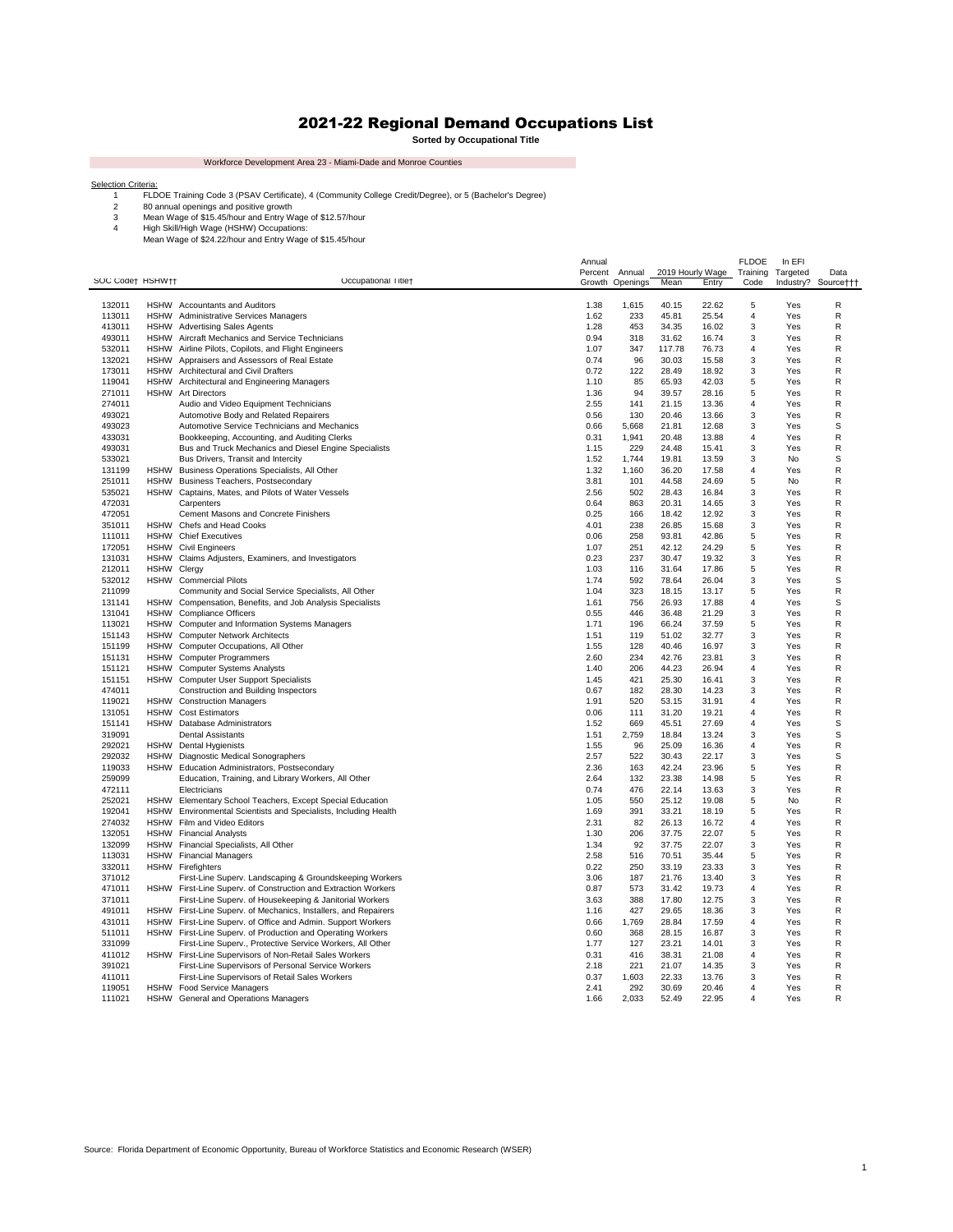# 2021-22 Regional Demand Occupations List

**Sorted by Occupational Title**

Workforce Development Area 23 - Miami-Dade and Monroe Counties

Selection Criteria:

1. FLDOE Training Code 3 (PSAV Certificate), 4 (Community College Credit/Degree), or 5 (Bachelor's Degree)
2. 80 annual openings and positive growth
3. Mean Wage of $15.45/hour and Entry Wage of $12.57/hour
4. High Skill/High Wage (HSHW) Occupations:
   Mean Wage of $24.22/hour and Entry Wage of $15.45/hour

| SOC Code† | HSHW†† | Occupational Title† | Annual Percent Growth | Annual Openings | 2019 Hourly Wage Mean | 2019 Hourly Wage Entry | FLDOE Training Code | In EFI Targeted Industry? | Data Source††† |
|---|---|---|---|---|---|---|---|---|---|
| 132011 | HSHW | Accountants and Auditors | 1.38 | 1,615 | 40.15 | 22.62 | 5 | Yes | R |
| 113011 | HSHW | Administrative Services Managers | 1.62 | 233 | 45.81 | 25.54 | 4 | Yes | R |
| 413011 | HSHW | Advertising Sales Agents | 1.28 | 453 | 34.35 | 16.02 | 3 | Yes | R |
| 493011 | HSHW | Aircraft Mechanics and Service Technicians | 0.94 | 318 | 31.62 | 16.74 | 3 | Yes | R |
| 532011 | HSHW | Airline Pilots, Copilots, and Flight Engineers | 1.07 | 347 | 117.78 | 76.73 | 4 | Yes | R |
| 132021 | HSHW | Appraisers and Assessors of Real Estate | 0.74 | 96 | 30.03 | 15.58 | 3 | Yes | R |
| 173011 | HSHW | Architectural and Civil Drafters | 0.72 | 122 | 28.49 | 18.92 | 3 | Yes | R |
| 119041 | HSHW | Architectural and Engineering Managers | 1.10 | 85 | 65.93 | 42.03 | 5 | Yes | R |
| 271011 | HSHW | Art Directors | 1.36 | 94 | 39.57 | 28.16 | 5 | Yes | R |
| 274011 | | Audio and Video Equipment Technicians | 2.55 | 141 | 21.15 | 13.36 | 4 | Yes | R |
| 493021 | | Automotive Body and Related Repairers | 0.56 | 130 | 20.46 | 13.66 | 3 | Yes | R |
| 493023 | | Automotive Service Technicians and Mechanics | 0.66 | 5,668 | 21.81 | 12.68 | 3 | Yes | S |
| 433031 | | Bookkeeping, Accounting, and Auditing Clerks | 0.31 | 1,941 | 20.48 | 13.88 | 4 | Yes | R |
| 493031 | | Bus and Truck Mechanics and Diesel Engine Specialists | 1.15 | 229 | 24.48 | 15.41 | 3 | Yes | R |
| 533021 | | Bus Drivers, Transit and Intercity | 1.52 | 1,744 | 19.81 | 13.59 | 3 | No | S |
| 131199 | HSHW | Business Operations Specialists, All Other | 1.32 | 1,160 | 36.20 | 17.58 | 4 | Yes | R |
| 251011 | HSHW | Business Teachers, Postsecondary | 3.81 | 101 | 44.58 | 24.69 | 5 | No | R |
| 535021 | HSHW | Captains, Mates, and Pilots of Water Vessels | 2.56 | 502 | 28.43 | 16.84 | 3 | Yes | R |
| 472031 | | Carpenters | 0.64 | 863 | 20.31 | 14.65 | 3 | Yes | R |
| 472051 | | Cement Masons and Concrete Finishers | 0.25 | 166 | 18.42 | 12.92 | 3 | Yes | R |
| 351011 | HSHW | Chefs and Head Cooks | 4.01 | 238 | 26.85 | 15.68 | 3 | Yes | R |
| 111011 | HSHW | Chief Executives | 0.06 | 258 | 93.81 | 42.86 | 5 | Yes | R |
| 172051 | HSHW | Civil Engineers | 1.07 | 251 | 42.12 | 24.29 | 5 | Yes | R |
| 131031 | HSHW | Claims Adjusters, Examiners, and Investigators | 0.23 | 237 | 30.47 | 19.32 | 3 | Yes | R |
| 212011 | HSHW | Clergy | 1.03 | 116 | 31.64 | 17.86 | 5 | Yes | R |
| 532012 | HSHW | Commercial Pilots | 1.74 | 592 | 78.64 | 26.04 | 3 | Yes | S |
| 211099 | | Community and Social Service Specialists, All Other | 1.04 | 323 | 18.15 | 13.17 | 5 | Yes | R |
| 131141 | HSHW | Compensation, Benefits, and Job Analysis Specialists | 1.61 | 756 | 26.93 | 17.88 | 4 | Yes | S |
| 131041 | HSHW | Compliance Officers | 0.55 | 446 | 36.48 | 21.29 | 3 | Yes | R |
| 113021 | HSHW | Computer and Information Systems Managers | 1.71 | 196 | 66.24 | 37.59 | 5 | Yes | R |
| 151143 | HSHW | Computer Network Architects | 1.51 | 119 | 51.02 | 32.77 | 3 | Yes | R |
| 151199 | HSHW | Computer Occupations, All Other | 1.55 | 128 | 40.46 | 16.97 | 3 | Yes | R |
| 151131 | HSHW | Computer Programmers | 2.60 | 234 | 42.76 | 23.81 | 3 | Yes | R |
| 151121 | HSHW | Computer Systems Analysts | 1.40 | 206 | 44.23 | 26.94 | 4 | Yes | R |
| 151151 | HSHW | Computer User Support Specialists | 1.45 | 421 | 25.30 | 16.41 | 3 | Yes | R |
| 474011 | | Construction and Building Inspectors | 0.67 | 182 | 28.30 | 14.23 | 3 | Yes | R |
| 119021 | HSHW | Construction Managers | 1.91 | 520 | 53.15 | 31.91 | 4 | Yes | R |
| 131051 | HSHW | Cost Estimators | 0.06 | 111 | 31.20 | 19.21 | 4 | Yes | R |
| 151141 | HSHW | Database Administrators | 1.52 | 669 | 45.51 | 27.69 | 4 | Yes | S |
| 319091 | | Dental Assistants | 1.51 | 2,759 | 18.84 | 13.24 | 3 | Yes | S |
| 292021 | HSHW | Dental Hygienists | 1.55 | 96 | 25.09 | 16.36 | 4 | Yes | R |
| 292032 | HSHW | Diagnostic Medical Sonographers | 2.57 | 522 | 30.43 | 22.17 | 3 | Yes | S |
| 119033 | HSHW | Education Administrators, Postsecondary | 2.36 | 163 | 42.24 | 23.96 | 5 | Yes | R |
| 259099 | | Education, Training, and Library Workers, All Other | 2.64 | 132 | 23.38 | 14.98 | 5 | Yes | R |
| 472111 | | Electricians | 0.74 | 476 | 22.14 | 13.63 | 3 | Yes | R |
| 252021 | HSHW | Elementary School Teachers, Except Special Education | 1.05 | 550 | 25.12 | 19.08 | 5 | No | R |
| 192041 | HSHW | Environmental Scientists and Specialists, Including Health | 1.69 | 391 | 33.21 | 18.19 | 5 | Yes | R |
| 274032 | HSHW | Film and Video Editors | 2.31 | 82 | 26.13 | 16.72 | 4 | Yes | R |
| 132051 | HSHW | Financial Analysts | 1.30 | 206 | 37.75 | 22.07 | 5 | Yes | R |
| 132099 | HSHW | Financial Specialists, All Other | 1.34 | 92 | 37.75 | 22.07 | 3 | Yes | R |
| 113031 | HSHW | Financial Managers | 2.58 | 516 | 70.51 | 35.44 | 5 | Yes | R |
| 332011 | HSHW | Firefighters | 0.22 | 250 | 33.19 | 23.33 | 3 | Yes | R |
| 371012 | | First-Line Superv. Landscaping & Groundskeeping Workers | 3.06 | 187 | 21.76 | 13.40 | 3 | Yes | R |
| 471011 | HSHW | First-Line Superv. of Construction and Extraction Workers | 0.87 | 573 | 31.42 | 19.73 | 4 | Yes | R |
| 371011 | | First-Line Superv. of Housekeeping & Janitorial Workers | 3.63 | 388 | 17.80 | 12.75 | 3 | Yes | R |
| 491011 | HSHW | First-Line Superv. of Mechanics, Installers, and Repairers | 1.16 | 427 | 29.65 | 18.36 | 3 | Yes | R |
| 431011 | HSHW | First-Line Superv. of Office and Admin. Support Workers | 0.66 | 1,769 | 28.84 | 17.59 | 4 | Yes | R |
| 511011 | HSHW | First-Line Superv. of Production and Operating Workers | 0.60 | 368 | 28.15 | 16.87 | 3 | Yes | R |
| 331099 | | First-Line Superv., Protective Service Workers, All Other | 1.77 | 127 | 23.21 | 14.01 | 3 | Yes | R |
| 411012 | HSHW | First-Line Supervisors of Non-Retail Sales Workers | 0.31 | 416 | 38.31 | 21.08 | 4 | Yes | R |
| 391021 | | First-Line Supervisors of Personal Service Workers | 2.18 | 221 | 21.07 | 14.35 | 3 | Yes | R |
| 411011 | | First-Line Supervisors of Retail Sales Workers | 0.37 | 1,603 | 22.33 | 13.76 | 3 | Yes | R |
| 119051 | HSHW | Food Service Managers | 2.41 | 292 | 30.69 | 20.46 | 4 | Yes | R |
| 111021 | HSHW | General and Operations Managers | 1.66 | 2,033 | 52.49 | 22.95 | 4 | Yes | R |

Source: Florida Department of Economic Opportunity, Bureau of Workforce Statistics and Economic Research (WSER)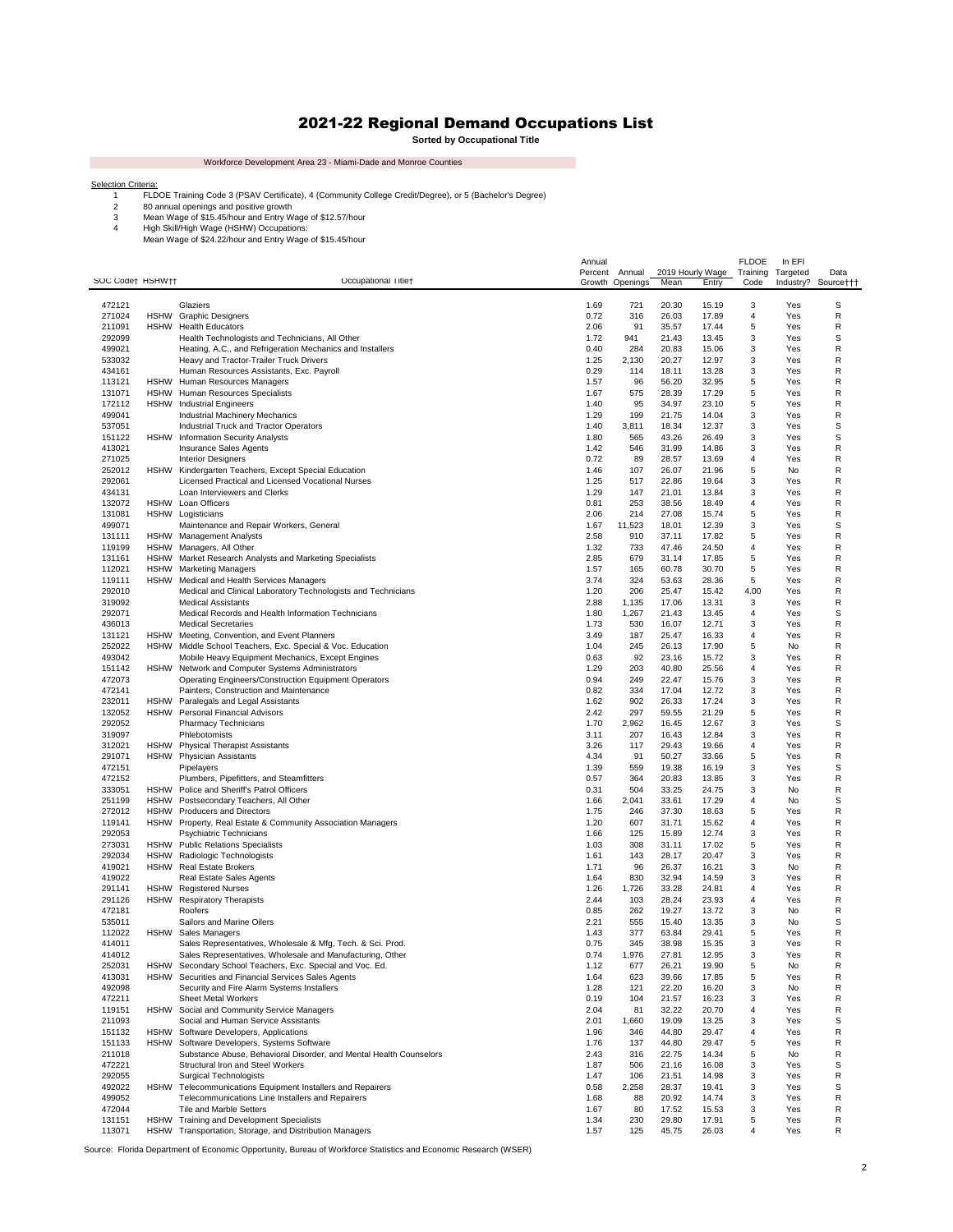# 2021-22 Regional Demand Occupations List

**Sorted by Occupational Title**

Workforce Development Area 23 - Miami-Dade and Monroe Counties

Selection Criteria:

1. FLDOE Training Code 3 (PSAV Certificate), 4 (Community College Credit/Degree), or 5 (Bachelor's Degree)
2. 80 annual openings and positive growth
3. Mean Wage of $15.45/hour and Entry Wage of $12.57/hour
4. High Skill/High Wage (HSHW) Occupations:
   Mean Wage of $24.22/hour and Entry Wage of $15.45/hour

| SOC Code† | HSHW†† | Occupational Title† | Annual Percent Growth | Annual Openings | 2019 Hourly Wage Mean | 2019 Hourly Wage Entry | FLDOE Training Code | In EFI Targeted Industry? | Data Source††† |
|---|---|---|---|---|---|---|---|---|---|
| 472121 | | Glaziers | 1.69 | 721 | 20.30 | 15.19 | 3 | Yes | S |
| 271024 | HSHW | Graphic Designers | 0.72 | 316 | 26.03 | 17.89 | 4 | Yes | R |
| 211091 | HSHW | Health Educators | 2.06 | 91 | 35.57 | 17.44 | 5 | Yes | R |
| 292099 | | Health Technologists and Technicians, All Other | 1.72 | 941 | 21.43 | 13.45 | 3 | Yes | S |
| 499021 | | Heating, A.C., and Refrigeration Mechanics and Installers | 0.40 | 284 | 20.83 | 15.06 | 3 | Yes | R |
| 533032 | | Heavy and Tractor-Trailer Truck Drivers | 1.25 | 2,130 | 20.27 | 12.97 | 3 | Yes | R |
| 434161 | | Human Resources Assistants, Exc. Payroll | 0.29 | 114 | 18.11 | 13.28 | 3 | Yes | R |
| 113121 | HSHW | Human Resources Managers | 1.57 | 96 | 56.20 | 32.95 | 5 | Yes | R |
| 131071 | HSHW | Human Resources Specialists | 1.67 | 575 | 28.39 | 17.29 | 5 | Yes | R |
| 172112 | HSHW | Industrial Engineers | 1.40 | 95 | 34.97 | 23.10 | 5 | Yes | R |
| 499041 | | Industrial Machinery Mechanics | 1.29 | 199 | 21.75 | 14.04 | 3 | Yes | R |
| 537051 | | Industrial Truck and Tractor Operators | 1.40 | 3,811 | 18.34 | 12.37 | 3 | Yes | S |
| 151122 | HSHW | Information Security Analysts | 1.80 | 565 | 43.26 | 26.49 | 3 | Yes | S |
| 413021 | | Insurance Sales Agents | 1.42 | 546 | 31.99 | 14.86 | 3 | Yes | R |
| 271025 | | Interior Designers | 0.72 | 89 | 28.57 | 13.69 | 4 | Yes | R |
| 252012 | HSHW | Kindergarten Teachers, Except Special Education | 1.46 | 107 | 26.07 | 21.96 | 5 | No | R |
| 292061 | | Licensed Practical and Licensed Vocational Nurses | 1.25 | 517 | 22.86 | 19.64 | 3 | Yes | R |
| 434131 | | Loan Interviewers and Clerks | 1.29 | 147 | 21.01 | 13.84 | 3 | Yes | R |
| 132072 | HSHW | Loan Officers | 0.81 | 253 | 38.56 | 18.49 | 4 | Yes | R |
| 131081 | HSHW | Logisticians | 2.06 | 214 | 27.08 | 15.74 | 5 | Yes | R |
| 499071 | | Maintenance and Repair Workers, General | 1.67 | 11,523 | 18.01 | 12.39 | 3 | Yes | S |
| 131111 | HSHW | Management Analysts | 2.58 | 910 | 37.11 | 17.82 | 5 | Yes | R |
| 119199 | HSHW | Managers, All Other | 1.32 | 733 | 47.46 | 24.50 | 4 | Yes | R |
| 131161 | HSHW | Market Research Analysts and Marketing Specialists | 2.85 | 679 | 31.14 | 17.85 | 5 | Yes | R |
| 112021 | HSHW | Marketing Managers | 1.57 | 165 | 60.78 | 30.70 | 5 | Yes | R |
| 119111 | HSHW | Medical and Health Services Managers | 3.74 | 324 | 53.63 | 28.36 | 5 | Yes | R |
| 292010 | | Medical and Clinical Laboratory Technologists and Technicians | 1.20 | 206 | 25.47 | 15.42 | 4.00 | Yes | R |
| 319092 | | Medical Assistants | 2.88 | 1,135 | 17.06 | 13.31 | 3 | Yes | R |
| 292071 | | Medical Records and Health Information Technicians | 1.80 | 1,267 | 21.43 | 13.45 | 4 | Yes | S |
| 436013 | | Medical Secretaries | 1.73 | 530 | 16.07 | 12.71 | 3 | Yes | R |
| 131121 | HSHW | Meeting, Convention, and Event Planners | 3.49 | 187 | 25.47 | 16.33 | 4 | Yes | R |
| 252022 | HSHW | Middle School Teachers, Exc. Special & Voc. Education | 1.04 | 245 | 26.13 | 17.90 | 5 | No | R |
| 493042 | | Mobile Heavy Equipment Mechanics, Except Engines | 0.63 | 92 | 23.16 | 15.72 | 3 | Yes | R |
| 151142 | HSHW | Network and Computer Systems Administrators | 1.29 | 203 | 40.80 | 25.56 | 4 | Yes | R |
| 472073 | | Operating Engineers/Construction Equipment Operators | 0.94 | 249 | 22.47 | 15.76 | 3 | Yes | R |
| 472141 | | Painters, Construction and Maintenance | 0.82 | 334 | 17.04 | 12.72 | 3 | Yes | R |
| 232011 | HSHW | Paralegals and Legal Assistants | 1.62 | 902 | 26.33 | 17.24 | 3 | Yes | R |
| 132052 | HSHW | Personal Financial Advisors | 2.42 | 297 | 59.55 | 21.29 | 5 | Yes | R |
| 292052 | | Pharmacy Technicians | 1.70 | 2,962 | 16.45 | 12.67 | 3 | Yes | S |
| 319097 | | Phlebotomists | 3.11 | 207 | 16.43 | 12.84 | 3 | Yes | R |
| 312021 | HSHW | Physical Therapist Assistants | 3.26 | 117 | 29.43 | 19.66 | 4 | Yes | R |
| 291071 | HSHW | Physician Assistants | 4.34 | 91 | 50.27 | 33.66 | 5 | Yes | R |
| 472151 | | Pipelayers | 1.39 | 559 | 19.38 | 16.19 | 3 | Yes | S |
| 472152 | | Plumbers, Pipefitters, and Steamfitters | 0.57 | 364 | 20.83 | 13.85 | 3 | Yes | R |
| 333051 | HSHW | Police and Sheriff's Patrol Officers | 0.31 | 504 | 33.25 | 24.75 | 3 | No | R |
| 251199 | HSHW | Postsecondary Teachers, All Other | 1.66 | 2,041 | 33.61 | 17.29 | 4 | No | S |
| 272012 | HSHW | Producers and Directors | 1.75 | 246 | 37.30 | 18.63 | 5 | Yes | R |
| 119141 | HSHW | Property, Real Estate & Community Association Managers | 1.20 | 607 | 31.71 | 15.62 | 4 | Yes | R |
| 292053 | | Psychiatric Technicians | 1.66 | 125 | 15.89 | 12.74 | 3 | Yes | R |
| 273031 | HSHW | Public Relations Specialists | 1.03 | 308 | 31.11 | 17.02 | 5 | Yes | R |
| 292034 | HSHW | Radiologic Technologists | 1.61 | 143 | 28.17 | 20.47 | 3 | Yes | R |
| 419021 | HSHW | Real Estate Brokers | 1.71 | 96 | 26.37 | 16.21 | 3 | No | R |
| 419022 | | Real Estate Sales Agents | 1.64 | 830 | 32.94 | 14.59 | 3 | Yes | R |
| 291141 | HSHW | Registered Nurses | 1.26 | 1,726 | 33.28 | 24.81 | 4 | Yes | R |
| 291126 | HSHW | Respiratory Therapists | 2.44 | 103 | 28.24 | 23.93 | 4 | Yes | R |
| 472181 | | Roofers | 0.85 | 262 | 19.27 | 13.72 | 3 | No | R |
| 535011 | | Sailors and Marine Oilers | 2.21 | 555 | 15.40 | 13.35 | 3 | No | S |
| 112022 | HSHW | Sales Managers | 1.43 | 377 | 63.84 | 29.41 | 5 | Yes | R |
| 414011 | | Sales Representatives, Wholesale & Mfg, Tech. & Sci. Prod. | 0.75 | 345 | 38.98 | 15.35 | 3 | Yes | R |
| 414012 | | Sales Representatives, Wholesale and Manufacturing, Other | 0.74 | 1,976 | 27.81 | 12.95 | 3 | Yes | R |
| 252031 | HSHW | Secondary School Teachers, Exc. Special and Voc. Ed. | 1.12 | 677 | 26.21 | 19.90 | 5 | No | R |
| 413031 | HSHW | Securities and Financial Services Sales Agents | 1.64 | 623 | 39.66 | 17.85 | 5 | Yes | R |
| 492098 | | Security and Fire Alarm Systems Installers | 1.28 | 121 | 22.20 | 16.20 | 3 | No | R |
| 472211 | | Sheet Metal Workers | 0.19 | 104 | 21.57 | 16.23 | 3 | Yes | R |
| 119151 | HSHW | Social and Community Service Managers | 2.04 | 81 | 32.22 | 20.70 | 4 | Yes | R |
| 211093 | | Social and Human Service Assistants | 2.01 | 1,660 | 19.09 | 13.25 | 3 | Yes | S |
| 151132 | HSHW | Software Developers, Applications | 1.96 | 346 | 44.80 | 29.47 | 4 | Yes | R |
| 151133 | HSHW | Software Developers, Systems Software | 1.76 | 137 | 44.80 | 29.47 | 5 | Yes | R |
| 211018 | | Substance Abuse, Behavioral Disorder, and Mental Health Counselors | 2.43 | 316 | 22.75 | 14.34 | 5 | No | R |
| 472221 | | Structural Iron and Steel Workers | 1.87 | 506 | 21.16 | 16.08 | 3 | Yes | S |
| 292055 | | Surgical Technologists | 1.47 | 106 | 21.51 | 14.98 | 3 | Yes | R |
| 492022 | HSHW | Telecommunications Equipment Installers and Repairers | 0.58 | 2,258 | 28.37 | 19.41 | 3 | Yes | S |
| 499052 | | Telecommunications Line Installers and Repairers | 1.68 | 88 | 20.92 | 14.74 | 3 | Yes | R |
| 472044 | | Tile and Marble Setters | 1.67 | 80 | 17.52 | 15.53 | 3 | Yes | R |
| 131151 | HSHW | Training and Development Specialists | 1.34 | 230 | 29.80 | 17.91 | 5 | Yes | R |
| 113071 | HSHW | Transportation, Storage, and Distribution Managers | 1.57 | 125 | 45.75 | 26.03 | 4 | Yes | R |

Source: Florida Department of Economic Opportunity, Bureau of Workforce Statistics and Economic Research (WSER)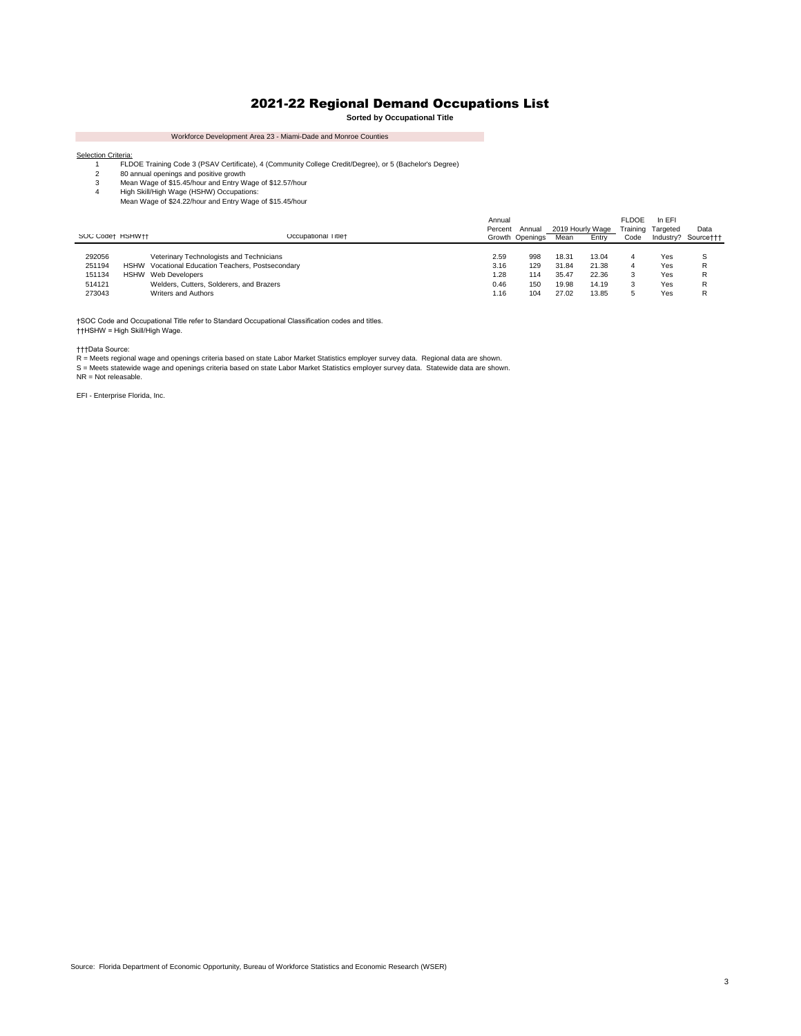# 2021-22 Regional Demand Occupations List

**Sorted by Occupational Title**

Workforce Development Area 23 - Miami-Dade and Monroe Counties

Selection Criteria:

1. FLDOE Training Code 3 (PSAV Certificate), 4 (Community College Credit/Degree), or 5 (Bachelor's Degree)
2. 80 annual openings and positive growth
3. Mean Wage of $15.45/hour and Entry Wage of $12.57/hour
4. High Skill/High Wage (HSHW) Occupations:
   Mean Wage of $24.22/hour and Entry Wage of $15.45/hour

| SOC Code† | HSHW†† | Occupational Title† | Annual Percent Growth | Annual Openings | 2019 Hourly Wage | | FLDOE Training Code | In EFI Targeted Industry? | Data Source††† |
|---|---|---|---|---|---|---|---|---|---|
| | | | | | Mean | Entry | | | |
| 292056 | | Veterinary Technologists and Technicians | 2.59 | 998 | 18.31 | 13.04 | 4 | Yes | S |
| 251194 | HSHW | Vocational Education Teachers, Postsecondary | 3.16 | 129 | 31.84 | 21.38 | 4 | Yes | R |
| 151134 | HSHW | Web Developers | 1.28 | 114 | 35.47 | 22.36 | 3 | Yes | R |
| 514121 | | Welders, Cutters, Solderers, and Brazers | 0.46 | 150 | 19.98 | 14.19 | 3 | Yes | R |
| 273043 | | Writers and Authors | 1.16 | 104 | 27.02 | 13.85 | 5 | Yes | R |

†SOC Code and Occupational Title refer to Standard Occupational Classification codes and titles.
††HSHW = High Skill/High Wage.

†††Data Source:
R = Meets regional wage and openings criteria based on state Labor Market Statistics employer survey data. Regional data are shown.
S = Meets statewide wage and openings criteria based on state Labor Market Statistics employer survey data. Statewide data are shown.
NR = Not releasable.

EFI - Enterprise Florida, Inc.

Source: Florida Department of Economic Opportunity, Bureau of Workforce Statistics and Economic Research (WSER)